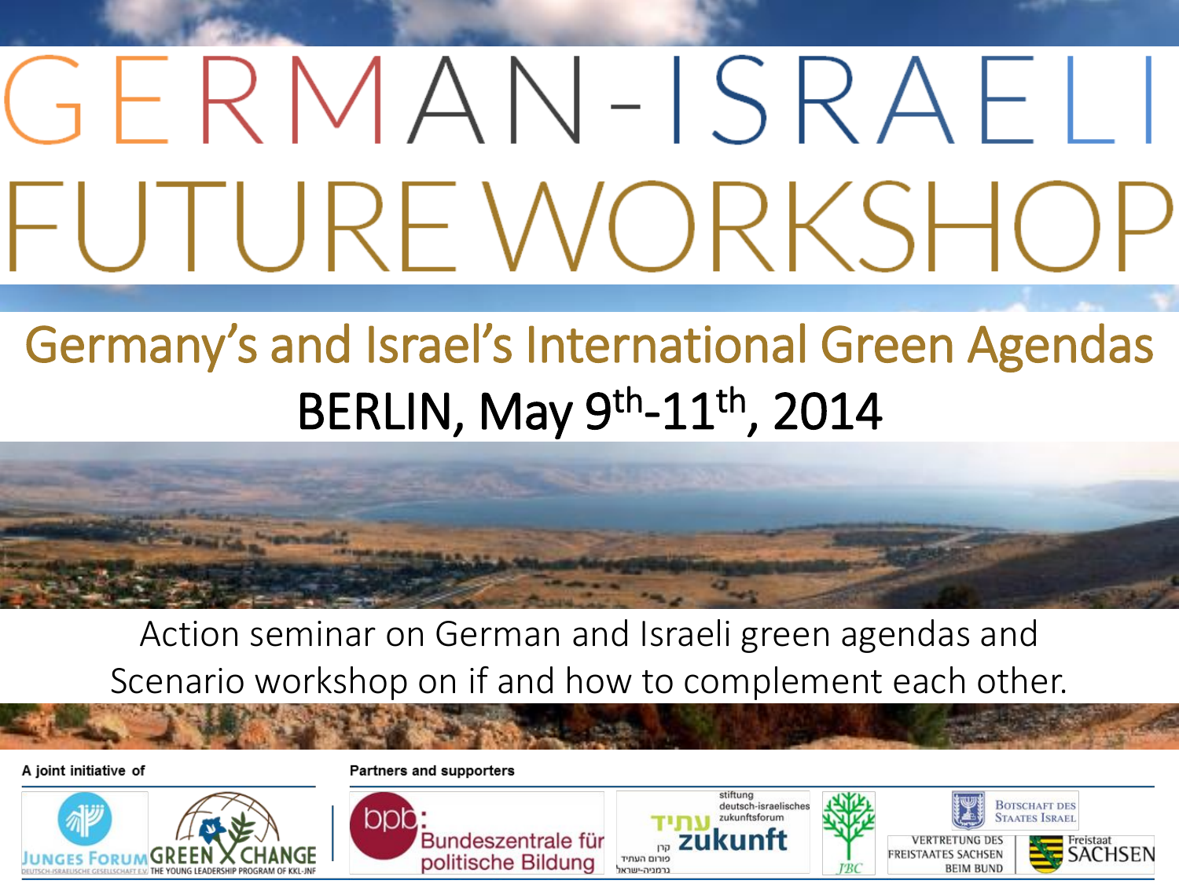# GERMAN-ISRAELI FUTURE WORKSHOP

## Germany's and Israel's International Green Agendas

BERLIN, May 9th-11th, 2014

Action seminar on German and Israeli green agendas and Scenario workshop on if and how to complement each other.

A joint initiative of

JUNGES FORUM DEUTSCH-ISRAELISCHE GESELLSCHAFT E.V.

GREEN XCHANGE THE YOUNG LEADERSHIP PROGRAM OF KKL-JNF

Partners and supporters

bpb: Bundeszentrale für politische Bildung

stiftung deutsch-israelisches zukunftsforum עתיד zukunft קרן פורום העתיד גרמניה-ישראל

JBC

Botschaft des Staates Israel

Vertretung des Freistaates Sachsen beim Bund

Freistaat SACHSEN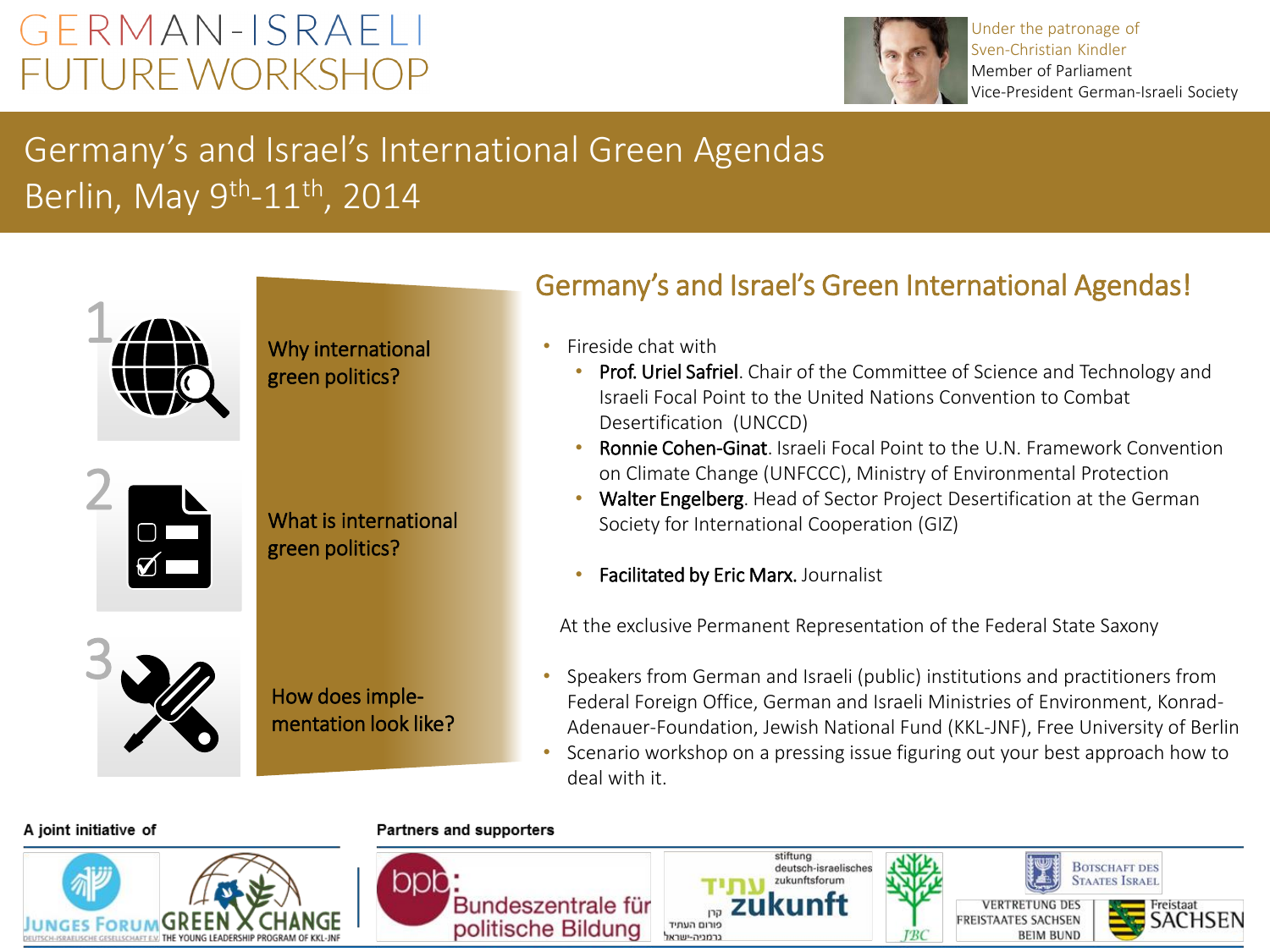# GERMAN-ISRAELI FUTURE WORKSHOP

Under the patronage of
Sven-Christian Kindler
Member of Parliament
Vice-President German-Israeli Society

## Germany's and Israel's International Green Agendas
## Berlin, May 9th-11th, 2014

1. Why international green politics?
2. What is international green politics?
3. How does implementation look like?

### Germany's and Israel's Green International Agendas!

- Fireside chat with
  - **Prof. Uriel Safriel**. Chair of the Committee of Science and Technology and Israeli Focal Point to the United Nations Convention to Combat Desertification (UNCCD)
  - **Ronnie Cohen-Ginat**. Israeli Focal Point to the U.N. Framework Convention on Climate Change (UNFCCC), Ministry of Environmental Protection
  - **Walter Engelberg**. Head of Sector Project Desertification at the German Society for International Cooperation (GIZ)
  - **Facilitated by Eric Marx.** Journalist

At the exclusive Permanent Representation of the Federal State Saxony

- Speakers from German and Israeli (public) institutions and practitioners from Federal Foreign Office, German and Israeli Ministries of Environment, Konrad-Adenauer-Foundation, Jewish National Fund (KKL-JNF), Free University of Berlin
- Scenario workshop on a pressing issue figuring out your best approach how to deal with it.

**A joint initiative of**

Junges Forum – Deutsch-Israelische Gesellschaft e.V.; Green Xchange – The Young Leadership Program of KKL-JNF

**Partners and supporters**

bpb: Bundeszentrale für politische Bildung; Stiftung deutsch-israelisches Zukunftsforum; JBC; Botschaft des Staates Israel; Vertretung des Freistaates Sachsen beim Bund; Freistaat Sachsen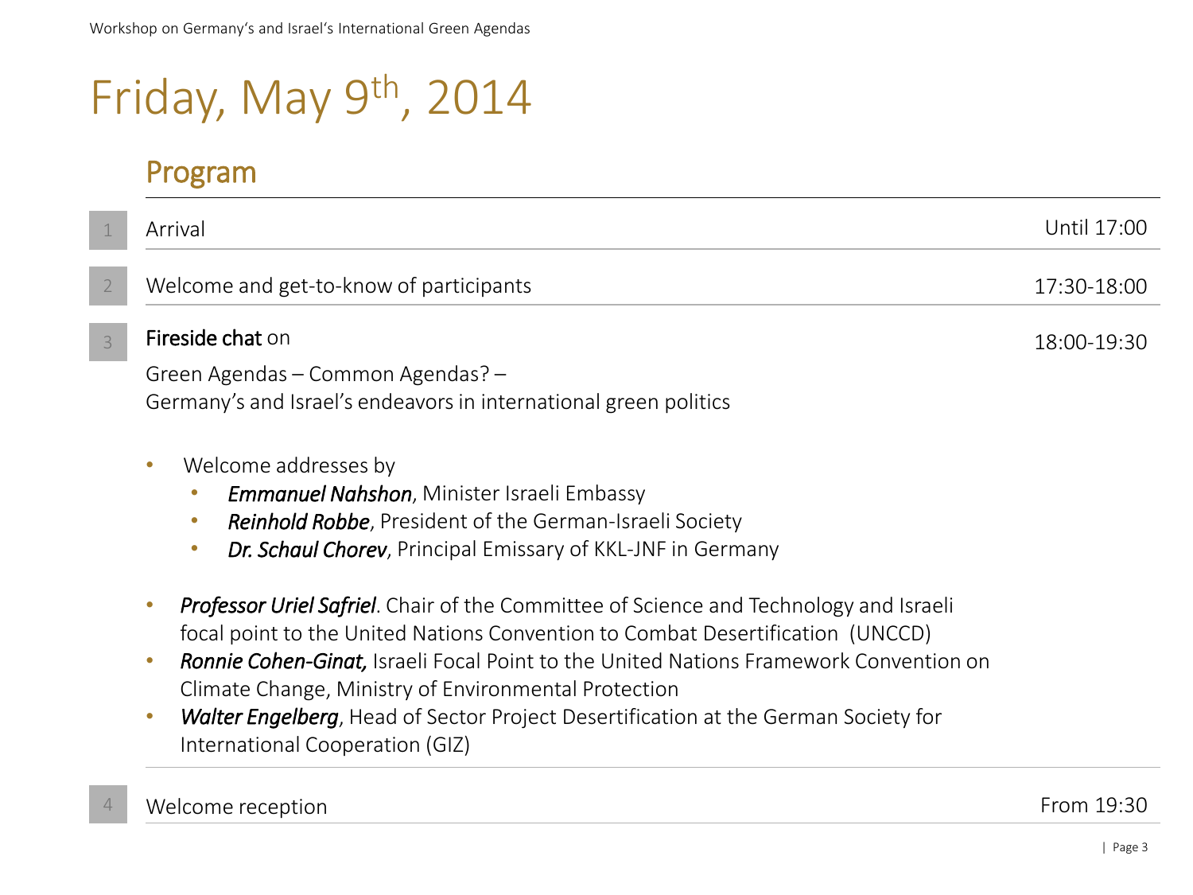# Friday, May 9th, 2014

## Program

| | | |
|---|---|---|
| 1 | Arrival | Until 17:00 |
| 2 | Welcome and get-to-know of participants | 17:30-18:00 |
| 3 | **Fireside chat** on | 18:00-19:30 |

Green Agendas – Common Agendas? –
Germany's and Israel's endeavors in international green politics

- Welcome addresses by
  - ***Emmanuel Nahshon***, Minister Israeli Embassy
  - ***Reinhold Robbe***, President of the German-Israeli Society
  - ***Dr. Schaul Chorev***, Principal Emissary of KKL-JNF in Germany

- ***Professor Uriel Safriel***. Chair of the Committee of Science and Technology and Israeli focal point to the United Nations Convention to Combat Desertification (UNCCD)
- ***Ronnie Cohen-Ginat,*** Israeli Focal Point to the United Nations Framework Convention on Climate Change, Ministry of Environmental Protection
- ***Walter Engelberg***, Head of Sector Project Desertification at the German Society for International Cooperation (GIZ)

| | | |
|---|---|---|
| 4 | Welcome reception | From 19:30 |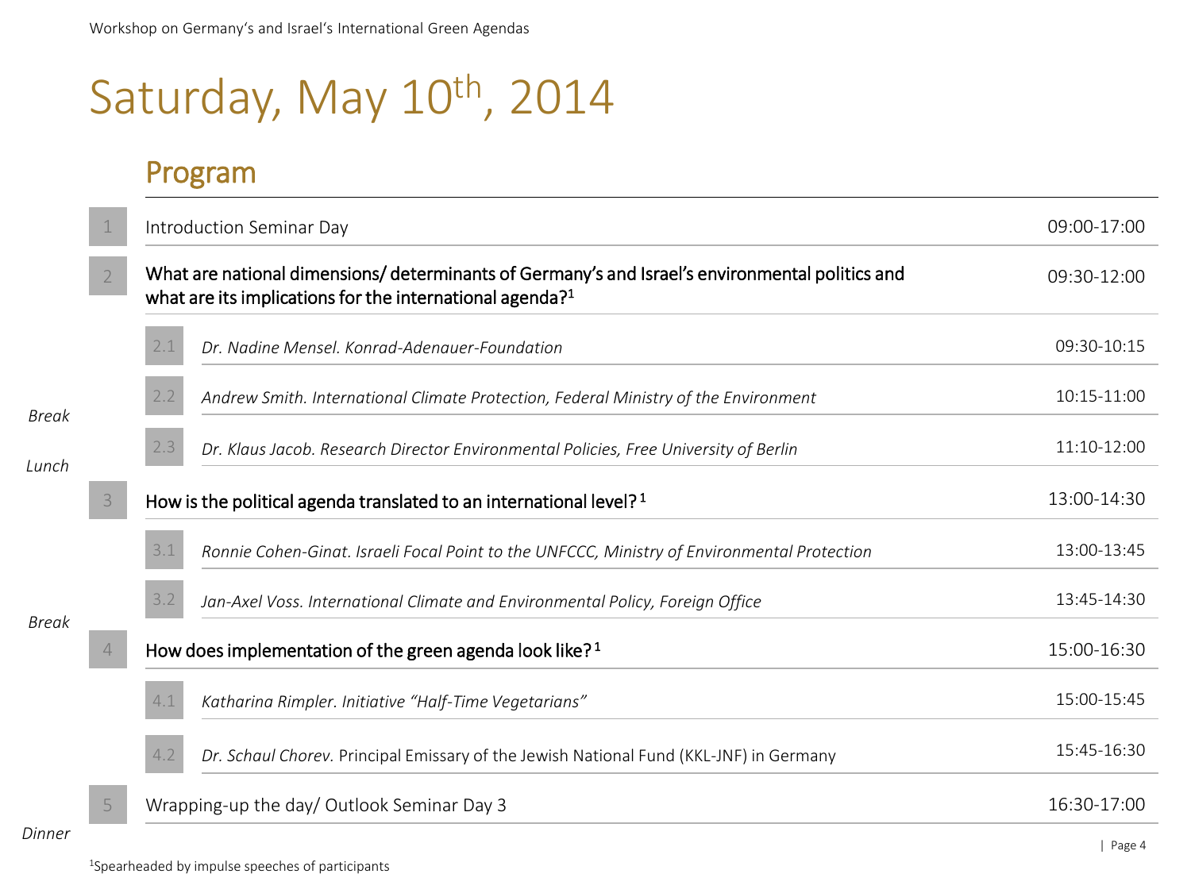# Saturday, May 10th, 2014

## Program

| | | Time |
|---|---|---|
| 1 | Introduction Seminar Day | 09:00-17:00 |
| 2 | **What are national dimensions/ determinants of Germany's and Israel's environmental politics and what are its implications for the international agenda?[1]** | 09:30-12:00 |
| 2.1 | *Dr. Nadine Mensel. Konrad-Adenauer-Foundation* | 09:30-10:15 |
| 2.2 | *Andrew Smith. International Climate Protection, Federal Ministry of the Environment* | 10:15-11:00 |
| *Break* | | |
| 2.3 | *Dr. Klaus Jacob. Research Director Environmental Policies, Free University of Berlin* | 11:10-12:00 |
| *Lunch* | | |
| 3 | **How is the political agenda translated to an international level?[1]** | 13:00-14:30 |
| 3.1 | *Ronnie Cohen-Ginat. Israeli Focal Point to the UNFCCC, Ministry of Environmental Protection* | 13:00-13:45 |
| 3.2 | *Jan-Axel Voss. International Climate and Environmental Policy, Foreign Office* | 13:45-14:30 |
| *Break* | | |
| 4 | **How does implementation of the green agenda look like?[1]** | 15:00-16:30 |
| 4.1 | *Katharina Rimpler. Initiative "Half-Time Vegetarians"* | 15:00-15:45 |
| 4.2 | *Dr. Schaul Chorev.* Principal Emissary of the Jewish National Fund (KKL-JNF) in Germany | 15:45-16:30 |
| 5 | Wrapping-up the day/ Outlook Seminar Day 3 | 16:30-17:00 |
| *Dinner* | | |

[1]Spearheaded by impulse speeches of participants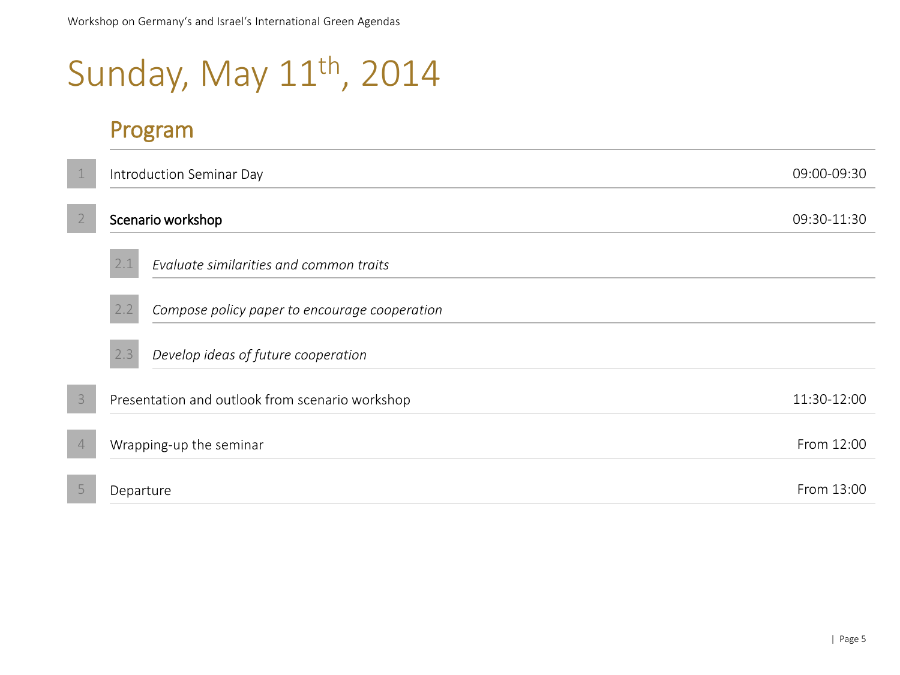# Sunday, May 11th, 2014

## Program

| | | |
|---|---|---|
| 1 | Introduction Seminar Day | 09:00-09:30 |
| 2 | Scenario workshop | 09:30-11:30 |
| 2.1 | *Evaluate similarities and common traits* | |
| 2.2 | *Compose policy paper to encourage cooperation* | |
| 2.3 | *Develop ideas of future cooperation* | |
| 3 | Presentation and outlook from scenario workshop | 11:30-12:00 |
| 4 | Wrapping-up the seminar | From 12:00 |
| 5 | Departure | From 13:00 |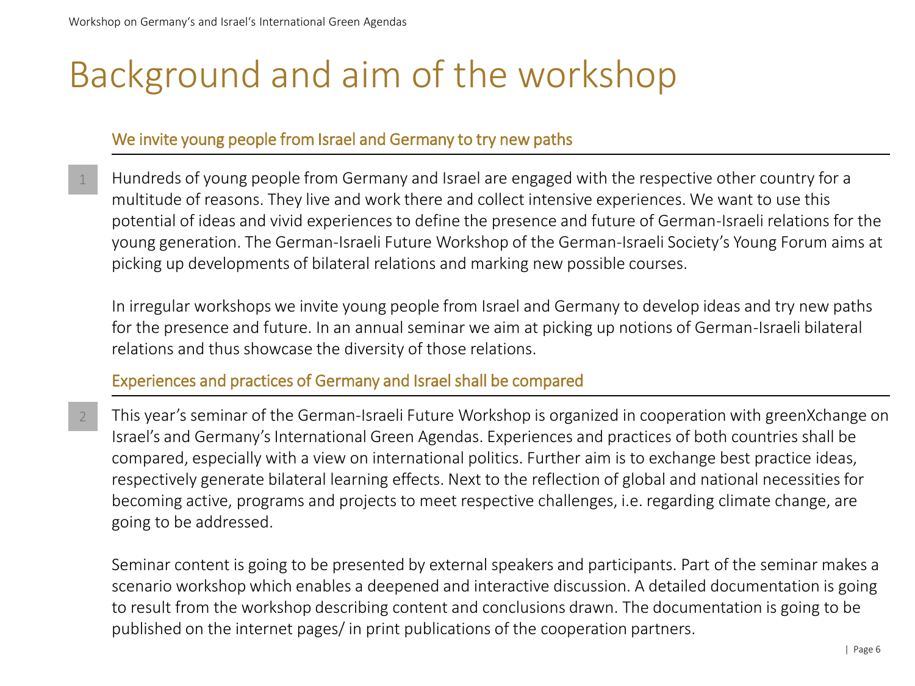# Background and aim of the workshop

## We invite young people from Israel and Germany to try new paths

1

Hundreds of young people from Germany and Israel are engaged with the respective other country for a multitude of reasons. They live and work there and collect intensive experiences. We want to use this potential of ideas and vivid experiences to define the presence and future of German-Israeli relations for the young generation. The German-Israeli Future Workshop of the German-Israeli Society's Young Forum aims at picking up developments of bilateral relations and marking new possible courses.

In irregular workshops we invite young people from Israel and Germany to develop ideas and try new paths for the presence and future. In an annual seminar we aim at picking up notions of German-Israeli bilateral relations and thus showcase the diversity of those relations.

## Experiences and practices of Germany and Israel shall be compared

2

This year's seminar of the German-Israeli Future Workshop is organized in cooperation with greenXchange on Israel's and Germany's International Green Agendas. Experiences and practices of both countries shall be compared, especially with a view on international politics. Further aim is to exchange best practice ideas, respectively generate bilateral learning effects. Next to the reflection of global and national necessities for becoming active, programs and projects to meet respective challenges, i.e. regarding climate change, are going to be addressed.

Seminar content is going to be presented by external speakers and participants. Part of the seminar makes a scenario workshop which enables a deepened and interactive discussion. A detailed documentation is going to result from the workshop describing content and conclusions drawn. The documentation is going to be published on the internet pages/ in print publications of the cooperation partners.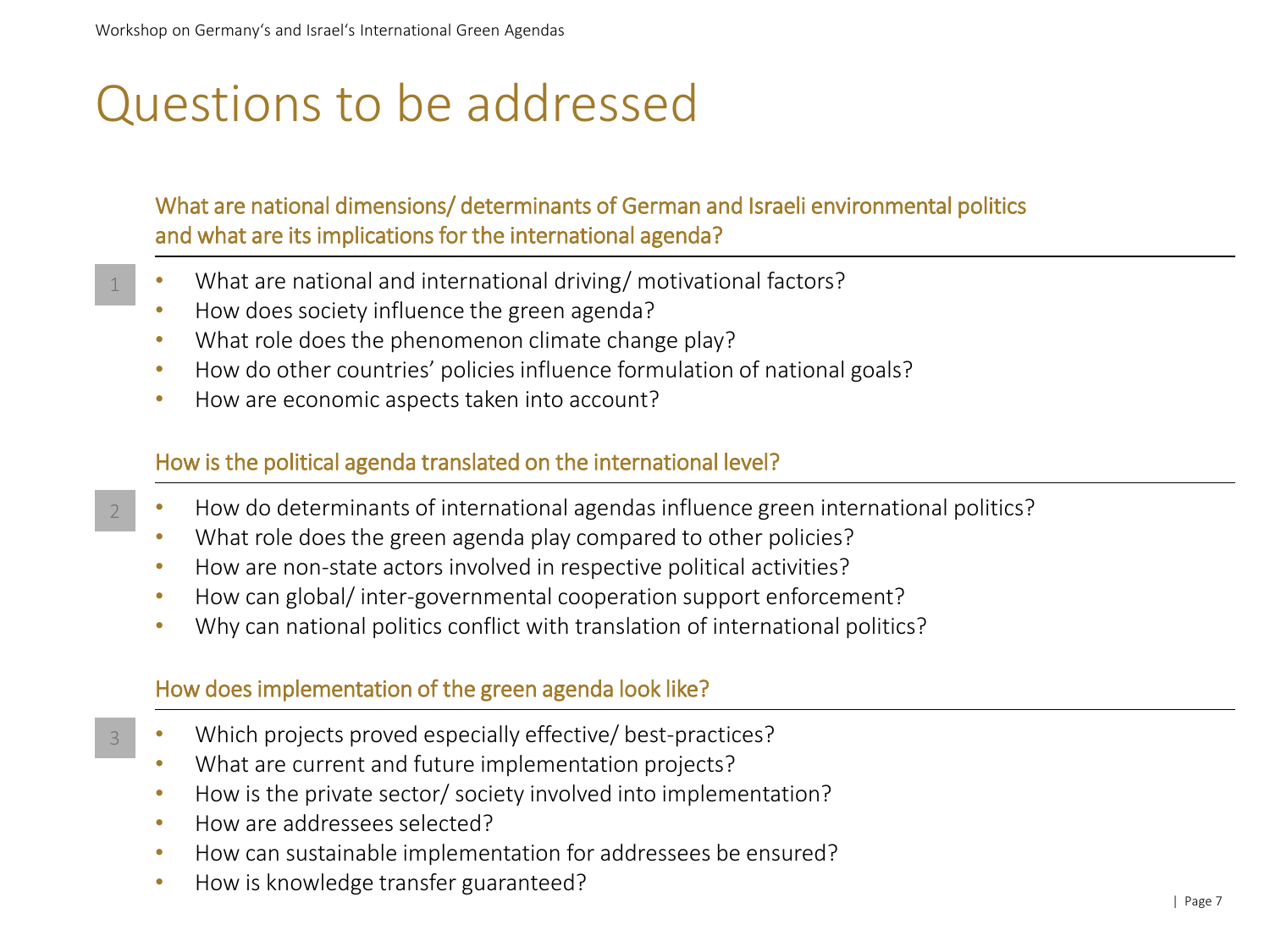# Questions to be addressed

## What are national dimensions/ determinants of German and Israeli environmental politics and what are its implications for the international agenda?

1

- What are national and international driving/ motivational factors?
- How does society influence the green agenda?
- What role does the phenomenon climate change play?
- How do other countries' policies influence formulation of national goals?
- How are economic aspects taken into account?

## How is the political agenda translated on the international level?

2

- How do determinants of international agendas influence green international politics?
- What role does the green agenda play compared to other policies?
- How are non-state actors involved in respective political activities?
- How can global/ inter-governmental cooperation support enforcement?
- Why can national politics conflict with translation of international politics?

## How does implementation of the green agenda look like?

3

- Which projects proved especially effective/ best-practices?
- What are current and future implementation projects?
- How is the private sector/ society involved into implementation?
- How are addressees selected?
- How can sustainable implementation for addressees be ensured?
- How is knowledge transfer guaranteed?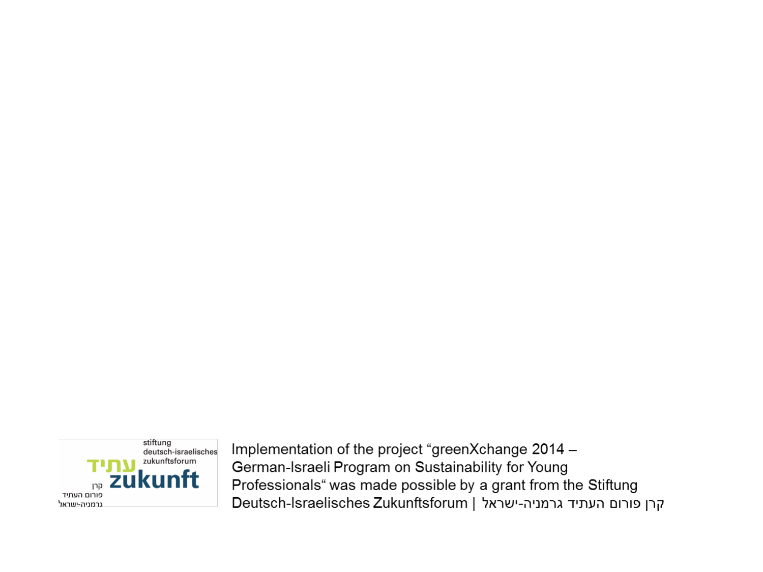Implementation of the project “greenXchange 2014 – German-Israeli Program on Sustainability for Young Professionals“ was made possible by a grant from the Stiftung Deutsch-Israelisches Zukunftsforum | קרן פורום העתיד גרמניה-ישראל